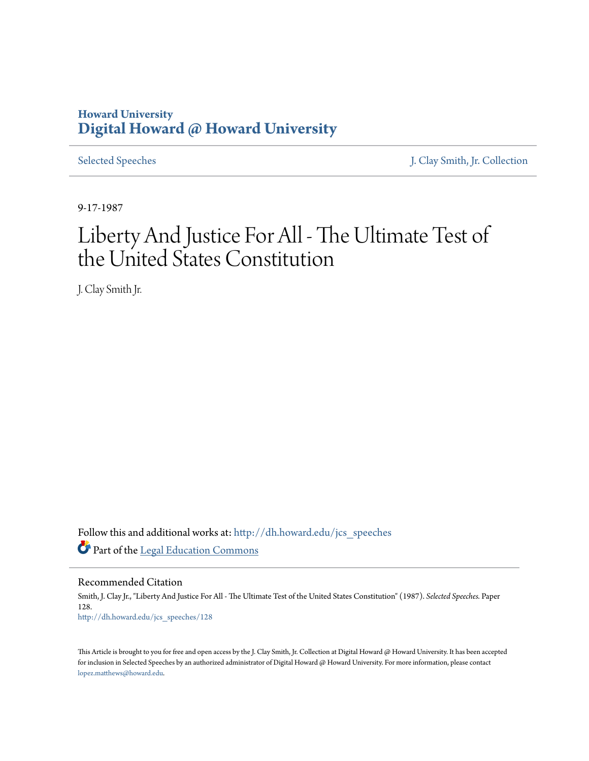Howard University
**Digital Howard @ Howard University**

Selected Speeches | J. Clay Smith, Jr. Collection

9-17-1987

# Liberty And Justice For All - The Ultimate Test of the United States Constitution

J. Clay Smith Jr.

Follow this and additional works at: http://dh.howard.edu/jcs_speeches

Part of the Legal Education Commons

## Recommended Citation

Smith, J. Clay Jr., "Liberty And Justice For All - The Ultimate Test of the United States Constitution" (1987). *Selected Speeches.* Paper 128.
http://dh.howard.edu/jcs_speeches/128

This Article is brought to you for free and open access by the J. Clay Smith, Jr. Collection at Digital Howard @ Howard University. It has been accepted for inclusion in Selected Speeches by an authorized administrator of Digital Howard @ Howard University. For more information, please contact lopez.matthews@howard.edu.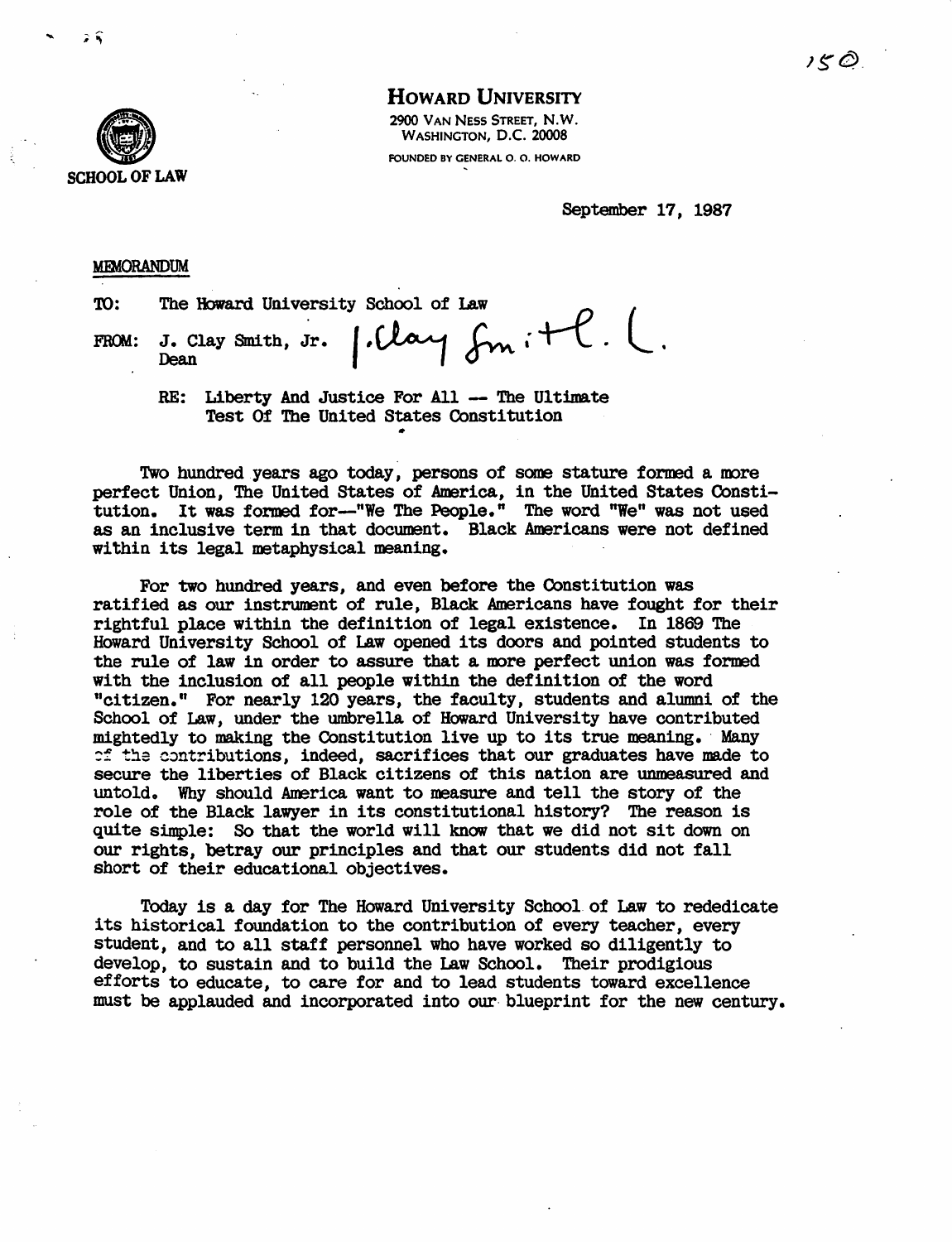**HOWARD UNIVERSITY**
2900 VAN NESS STREET, N.W.
WASHINGTON, D.C. 20008
FOUNDED BY GENERAL O. O. HOWARD

SCHOOL OF LAW

September 17, 1987

MEMORANDUM

TO: The Howard University School of Law

FROM: J. Clay Smith, Jr.
Dean

RE: Liberty And Justice For All -- The Ultimate Test Of The United States Constitution

Two hundred years ago today, persons of some stature formed a more perfect Union, The United States of America, in the United States Constitution. It was formed for--"We The People." The word "We" was not used as an inclusive term in that document. Black Americans were not defined within its legal metaphysical meaning.

For two hundred years, and even before the Constitution was ratified as our instrument of rule, Black Americans have fought for their rightful place within the definition of legal existence. In 1869 The Howard University School of Law opened its doors and pointed students to the rule of law in order to assure that a more perfect union was formed with the inclusion of all people within the definition of the word "citizen." For nearly 120 years, the faculty, students and alumni of the School of Law, under the umbrella of Howard University have contributed mightedly to making the Constitution live up to its true meaning. Many of the contributions, indeed, sacrifices that our graduates have made to secure the liberties of Black citizens of this nation are unmeasured and untold. Why should America want to measure and tell the story of the role of the Black lawyer in its constitutional history? The reason is quite simple: So that the world will know that we did not sit down on our rights, betray our principles and that our students did not fall short of their educational objectives.

Today is a day for The Howard University School of Law to rededicate its historical foundation to the contribution of every teacher, every student, and to all staff personnel who have worked so diligently to develop, to sustain and to build the Law School. Their prodigious efforts to educate, to care for and to lead students toward excellence must be applauded and incorporated into our blueprint for the new century.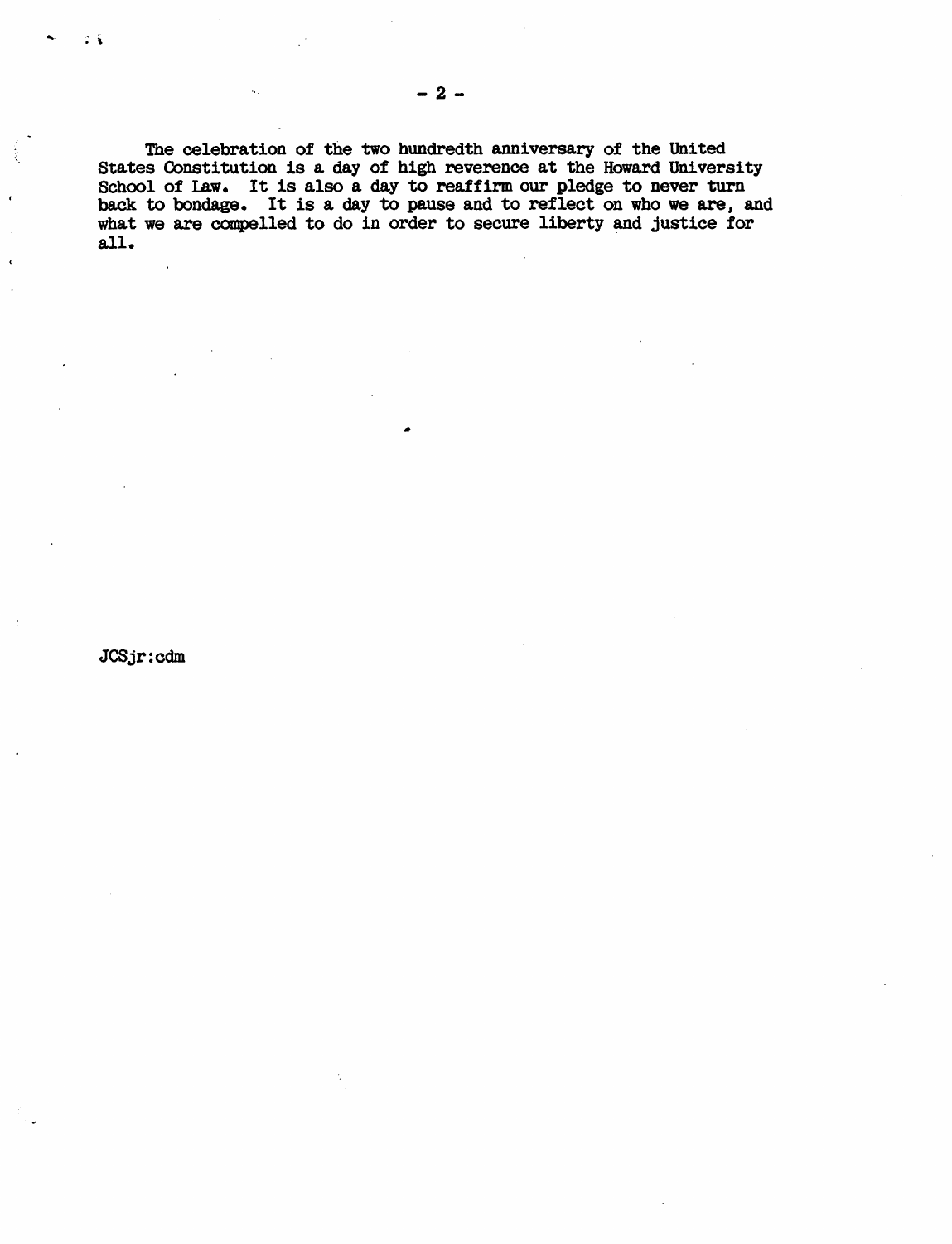The celebration of the two hundredth anniversary of the United States Constitution is a day of high reverence at the Howard University School of Law. It is also a day to reaffirm our pledge to never turn back to bondage. It is a day to pause and to reflect on who we are, and what we are compelled to do in order to secure liberty and justice for all.

JCSjr:cdm